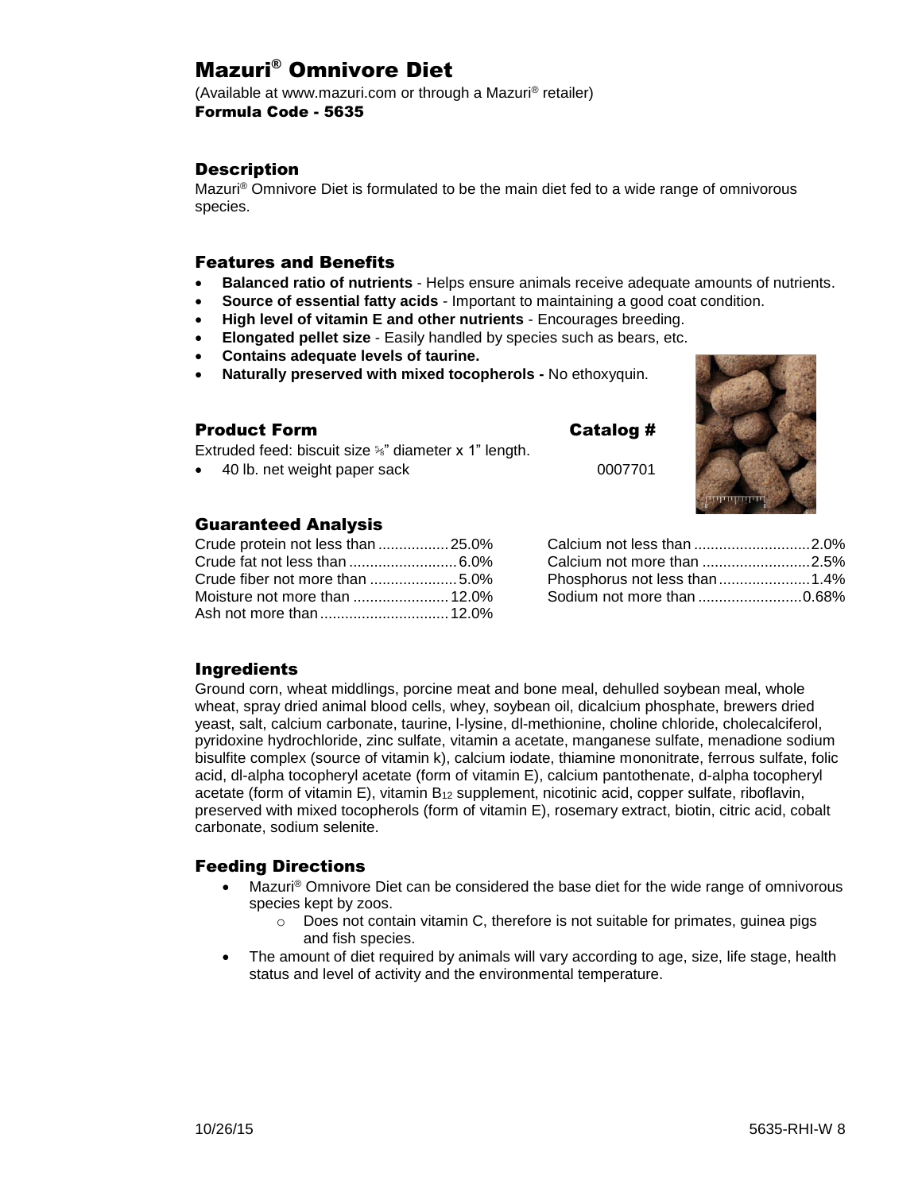# Mazuri® Omnivore Diet

(Available at www.mazuri.com or through a Mazuri® retailer)
**Formula Code - 5635**

## Description

Mazuri® Omnivore Diet is formulated to be the main diet fed to a wide range of omnivorous species.

## Features and Benefits

- **Balanced ratio of nutrients** - Helps ensure animals receive adequate amounts of nutrients.
- **Source of essential fatty acids** - Important to maintaining a good coat condition.
- **High level of vitamin E and other nutrients** - Encourages breeding.
- **Elongated pellet size** - Easily handled by species such as bears, etc.
- **Contains adequate levels of taurine.**
- **Naturally preserved with mixed tocopherols -** No ethoxyquin.

## Product Form

| Product Form | Catalog # |
|---|---|
| Extruded feed: biscuit size ⅝" diameter x 1" length. | |
| • 40 lb. net weight paper sack | 0007701 |

## Guaranteed Analysis

| Nutrient | Value |
|---|---|
| Crude protein not less than | 25.0% |
| Crude fat not less than | 6.0% |
| Crude fiber not more than | 5.0% |
| Moisture not more than | 12.0% |
| Ash not more than | 12.0% |
| Calcium not less than | 2.0% |
| Calcium not more than | 2.5% |
| Phosphorus not less than | 1.4% |
| Sodium not more than | 0.68% |

## Ingredients

Ground corn, wheat middlings, porcine meat and bone meal, dehulled soybean meal, whole wheat, spray dried animal blood cells, whey, soybean oil, dicalcium phosphate, brewers dried yeast, salt, calcium carbonate, taurine, l-lysine, dl-methionine, choline chloride, cholecalciferol, pyridoxine hydrochloride, zinc sulfate, vitamin a acetate, manganese sulfate, menadione sodium bisulfite complex (source of vitamin k), calcium iodate, thiamine mononitrate, ferrous sulfate, folic acid, dl-alpha tocopheryl acetate (form of vitamin E), calcium pantothenate, d-alpha tocopheryl acetate (form of vitamin E), vitamin $B_{12}$ supplement, nicotinic acid, copper sulfate, riboflavin, preserved with mixed tocopherols (form of vitamin E), rosemary extract, biotin, citric acid, cobalt carbonate, sodium selenite.

## Feeding Directions

- Mazuri® Omnivore Diet can be considered the base diet for the wide range of omnivorous species kept by zoos.
  - Does not contain vitamin C, therefore is not suitable for primates, guinea pigs and fish species.
- The amount of diet required by animals will vary according to age, size, life stage, health status and level of activity and the environmental temperature.

10/26/15 5635-RHI-W 8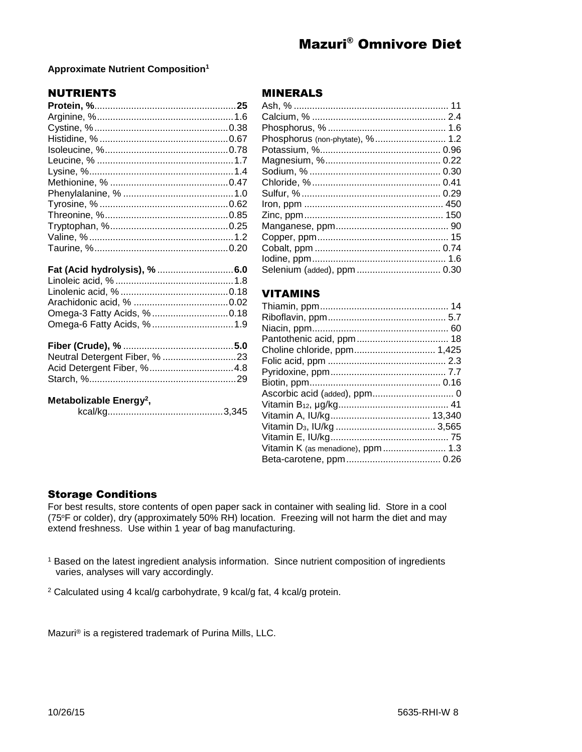# Mazuri® Omnivore Diet

**Approximate Nutrient Composition**[1]

## NUTRIENTS

| | |
|---|---|
| **Protein, %** | **25** |
| Arginine, % | 1.6 |
| Cystine, % | 0.38 |
| Histidine, % | 0.67 |
| Isoleucine, % | 0.78 |
| Leucine, % | 1.7 |
| Lysine, % | 1.4 |
| Methionine, % | 0.47 |
| Phenylalanine, % | 1.0 |
| Tyrosine, % | 0.62 |
| Threonine, % | 0.85 |
| Tryptophan, % | 0.25 |
| Valine, % | 1.2 |
| Taurine, % | 0.20 |

| | |
|---|---|
| **Fat (Acid hydrolysis), %** | **6.0** |
| Linoleic acid, % | 1.8 |
| Linolenic acid, % | 0.18 |
| Arachidonic acid, % | 0.02 |
| Omega-3 Fatty Acids, % | 0.18 |
| Omega-6 Fatty Acids, % | 1.9 |

| | |
|---|---|
| **Fiber (Crude), %** | **5.0** |
| Neutral Detergent Fiber, % | 23 |
| Acid Detergent Fiber, % | 4.8 |
| Starch, % | 29 |

**Metabolizable Energy**[2]**,**

| | |
|---|---|
| kcal/kg | 3,345 |

## MINERALS

| | |
|---|---|
| Ash, % | 11 |
| Calcium, % | 2.4 |
| Phosphorus, % | 1.6 |
| Phosphorus (non-phytate), % | 1.2 |
| Potassium, % | 0.96 |
| Magnesium, % | 0.22 |
| Sodium, % | 0.30 |
| Chloride, % | 0.41 |
| Sulfur, % | 0.29 |
| Iron, ppm | 450 |
| Zinc, ppm | 150 |
| Manganese, ppm | 90 |
| Copper, ppm | 15 |
| Cobalt, ppm | 0.74 |
| Iodine, ppm | 1.6 |
| Selenium (added), ppm | 0.30 |

## VITAMINS

| | |
|---|---|
| Thiamin, ppm | 14 |
| Riboflavin, ppm | 5.7 |
| Niacin, ppm | 60 |
| Pantothenic acid, ppm | 18 |
| Choline chloride, ppm | 1,425 |
| Folic acid, ppm | 2.3 |
| Pyridoxine, ppm | 7.7 |
| Biotin, ppm | 0.16 |
| Ascorbic acid (added), ppm | 0 |
| Vitamin $B_{12}$, µg/kg | 41 |
| Vitamin A, IU/kg | 13,340 |
| Vitamin $D_3$, IU/kg | 3,565 |
| Vitamin E, IU/kg | 75 |
| Vitamin K (as menadione), ppm | 1.3 |
| Beta-carotene, ppm | 0.26 |

## Storage Conditions

For best results, store contents of open paper sack in container with sealing lid. Store in a cool (75°F or colder), dry (approximately 50% RH) location. Freezing will not harm the diet and may extend freshness. Use within 1 year of bag manufacturing.

[1] Based on the latest ingredient analysis information. Since nutrient composition of ingredients varies, analyses will vary accordingly.

[2] Calculated using 4 kcal/g carbohydrate, 9 kcal/g fat, 4 kcal/g protein.

Mazuri® is a registered trademark of Purina Mills, LLC.

10/26/15 5635-RHI-W 8